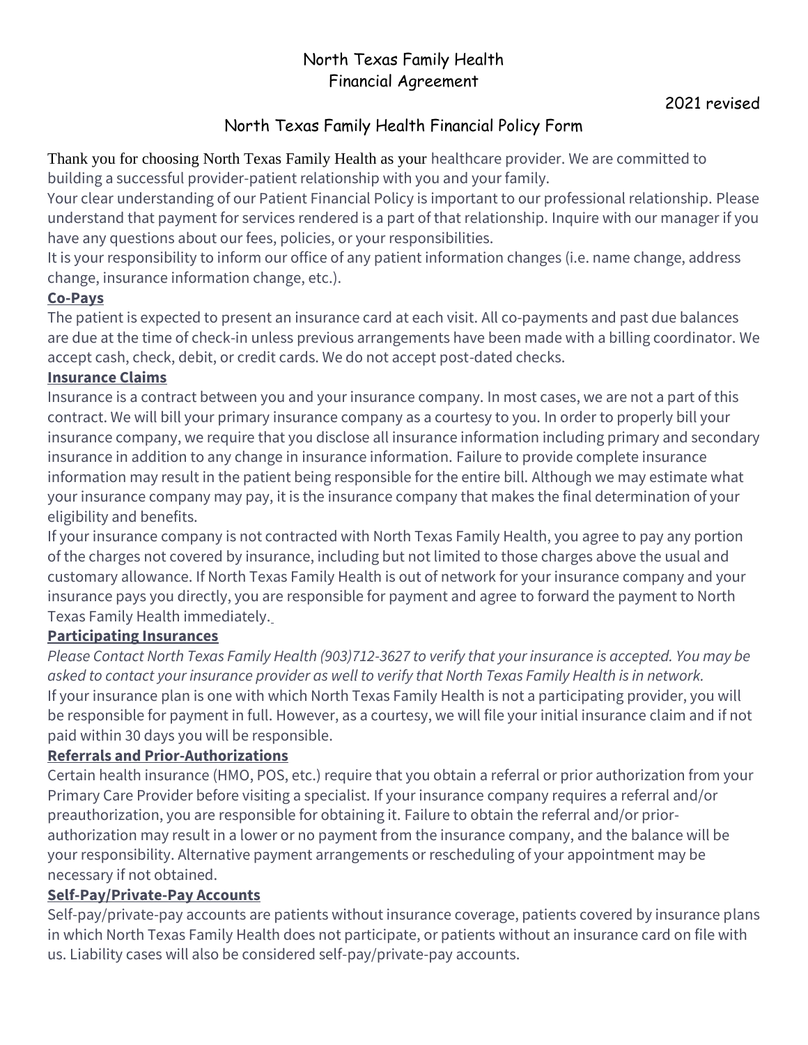# North Texas Family Health
# Financial Agreement

2021 revised

## North Texas Family Health Financial Policy Form

Thank you for choosing North Texas Family Health as your healthcare provider. We are committed to building a successful provider-patient relationship with you and your family.

Your clear understanding of our Patient Financial Policy is important to our professional relationship. Please understand that payment for services rendered is a part of that relationship. Inquire with our manager if you have any questions about our fees, policies, or your responsibilities.

It is your responsibility to inform our office of any patient information changes (i.e. name change, address change, insurance information change, etc.).

### Co-Pays

The patient is expected to present an insurance card at each visit. All co-payments and past due balances are due at the time of check-in unless previous arrangements have been made with a billing coordinator. We accept cash, check, debit, or credit cards. We do not accept post-dated checks.

### Insurance Claims

Insurance is a contract between you and your insurance company. In most cases, we are not a part of this contract. We will bill your primary insurance company as a courtesy to you. In order to properly bill your insurance company, we require that you disclose all insurance information including primary and secondary insurance in addition to any change in insurance information. Failure to provide complete insurance information may result in the patient being responsible for the entire bill. Although we may estimate what your insurance company may pay, it is the insurance company that makes the final determination of your eligibility and benefits.

If your insurance company is not contracted with North Texas Family Health, you agree to pay any portion of the charges not covered by insurance, including but not limited to those charges above the usual and customary allowance. If North Texas Family Health is out of network for your insurance company and your insurance pays you directly, you are responsible for payment and agree to forward the payment to North Texas Family Health immediately.

### Participating Insurances

*Please Contact North Texas Family Health (903)712-3627 to verify that your insurance is accepted. You may be asked to contact your insurance provider as well to verify that North Texas Family Health is in network.*

If your insurance plan is one with which North Texas Family Health is not a participating provider, you will be responsible for payment in full. However, as a courtesy, we will file your initial insurance claim and if not paid within 30 days you will be responsible.

### Referrals and Prior-Authorizations

Certain health insurance (HMO, POS, etc.) require that you obtain a referral or prior authorization from your Primary Care Provider before visiting a specialist. If your insurance company requires a referral and/or preauthorization, you are responsible for obtaining it. Failure to obtain the referral and/or prior-authorization may result in a lower or no payment from the insurance company, and the balance will be your responsibility. Alternative payment arrangements or rescheduling of your appointment may be necessary if not obtained.

### Self-Pay/Private-Pay Accounts

Self-pay/private-pay accounts are patients without insurance coverage, patients covered by insurance plans in which North Texas Family Health does not participate, or patients without an insurance card on file with us. Liability cases will also be considered self-pay/private-pay accounts.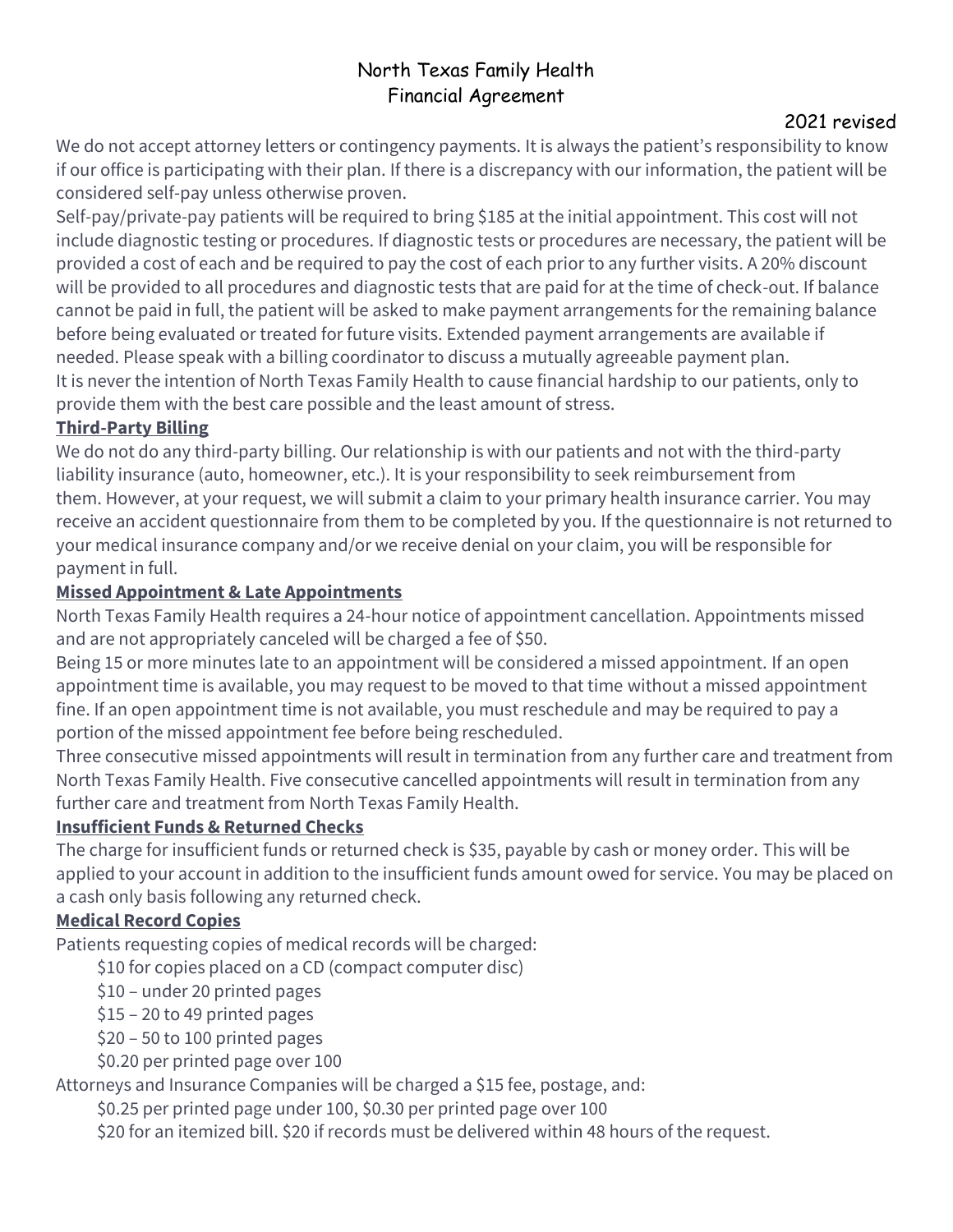# North Texas Family Health
## Financial Agreement

2021 revised

We do not accept attorney letters or contingency payments. It is always the patient's responsibility to know if our office is participating with their plan. If there is a discrepancy with our information, the patient will be considered self-pay unless otherwise proven.

Self-pay/private-pay patients will be required to bring $185 at the initial appointment. This cost will not include diagnostic testing or procedures. If diagnostic tests or procedures are necessary, the patient will be provided a cost of each and be required to pay the cost of each prior to any further visits. A 20% discount will be provided to all procedures and diagnostic tests that are paid for at the time of check-out. If balance cannot be paid in full, the patient will be asked to make payment arrangements for the remaining balance before being evaluated or treated for future visits. Extended payment arrangements are available if needed. Please speak with a billing coordinator to discuss a mutually agreeable payment plan.

It is never the intention of North Texas Family Health to cause financial hardship to our patients, only to provide them with the best care possible and the least amount of stress.

### Third-Party Billing

We do not do any third-party billing. Our relationship is with our patients and not with the third-party liability insurance (auto, homeowner, etc.). It is your responsibility to seek reimbursement from them. However, at your request, we will submit a claim to your primary health insurance carrier. You may receive an accident questionnaire from them to be completed by you. If the questionnaire is not returned to your medical insurance company and/or we receive denial on your claim, you will be responsible for payment in full.

### Missed Appointment & Late Appointments

North Texas Family Health requires a 24-hour notice of appointment cancellation. Appointments missed and are not appropriately canceled will be charged a fee of $50.

Being 15 or more minutes late to an appointment will be considered a missed appointment. If an open appointment time is available, you may request to be moved to that time without a missed appointment fine. If an open appointment time is not available, you must reschedule and may be required to pay a portion of the missed appointment fee before being rescheduled.

Three consecutive missed appointments will result in termination from any further care and treatment from North Texas Family Health. Five consecutive cancelled appointments will result in termination from any further care and treatment from North Texas Family Health.

### Insufficient Funds & Returned Checks

The charge for insufficient funds or returned check is $35, payable by cash or money order. This will be applied to your account in addition to the insufficient funds amount owed for service. You may be placed on a cash only basis following any returned check.

### Medical Record Copies

Patients requesting copies of medical records will be charged:

- $10 for copies placed on a CD (compact computer disc)
- $10 – under 20 printed pages
- $15 – 20 to 49 printed pages
- $20 – 50 to 100 printed pages
- $0.20 per printed page over 100

Attorneys and Insurance Companies will be charged a $15 fee, postage, and:

- $0.25 per printed page under 100, $0.30 per printed page over 100
- $20 for an itemized bill. $20 if records must be delivered within 48 hours of the request.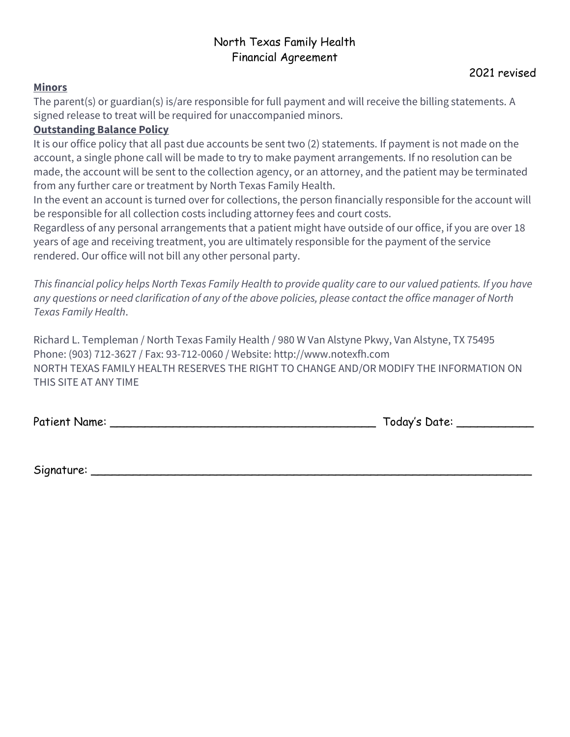North Texas Family Health
Financial Agreement

2021 revised

**Minors**

The parent(s) or guardian(s) is/are responsible for full payment and will receive the billing statements. A signed release to treat will be required for unaccompanied minors.

**Outstanding Balance Policy**

It is our office policy that all past due accounts be sent two (2) statements. If payment is not made on the account, a single phone call will be made to try to make payment arrangements. If no resolution can be made, the account will be sent to the collection agency, or an attorney, and the patient may be terminated from any further care or treatment by North Texas Family Health.

In the event an account is turned over for collections, the person financially responsible for the account will be responsible for all collection costs including attorney fees and court costs.

Regardless of any personal arrangements that a patient might have outside of our office, if you are over 18 years of age and receiving treatment, you are ultimately responsible for the payment of the service rendered. Our office will not bill any other personal party.

*This financial policy helps North Texas Family Health to provide quality care to our valued patients. If you have any questions or need clarification of any of the above policies, please contact the office manager of North Texas Family Health*.

Richard L. Templeman / North Texas Family Health / 980 W Van Alstyne Pkwy, Van Alstyne, TX 75495
Phone: (903) 712-3627 / Fax: 93-712-0060 / Website: http://www.notexfh.com
NORTH TEXAS FAMILY HEALTH RESERVES THE RIGHT TO CHANGE AND/OR MODIFY THE INFORMATION ON THIS SITE AT ANY TIME

Patient Name: ________________________________________ Today's Date: ___________

Signature: ________________________________________________________________